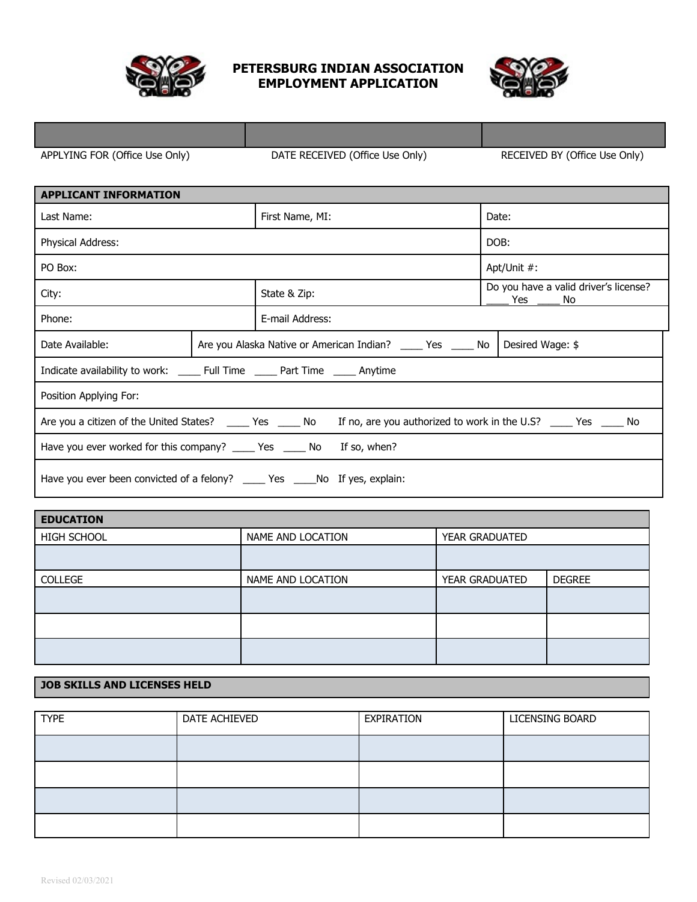# PETERSBURG INDIAN ASSOCIATION EMPLOYMENT APPLICATION

| | | |
|---|---|---|
| APPLYING FOR (Office Use Only) | DATE RECEIVED (Office Use Only) | RECEIVED BY (Office Use Only) |

## APPLICANT INFORMATION

| | | |
|---|---|---|
| Last Name: | First Name, MI: | Date: |
| Physical Address: | | DOB: |
| PO Box: | | Apt/Unit #: |
| City: | State & Zip: | Do you have a valid driver's license? ____ Yes ____ No |
| Phone: | E-mail Address: | |
| Date Available: | Are you Alaska Native or American Indian? ____ Yes ____ No | Desired Wage: $ |

Indicate availability to work: ____ Full Time ____ Part Time ____ Anytime

Position Applying For:

Are you a citizen of the United States? ____ Yes ____ No If no, are you authorized to work in the U.S? ____ Yes ____ No

Have you ever worked for this company? ____ Yes ____ No If so, when?

Have you ever been convicted of a felony? ____ Yes ____No If yes, explain:

## EDUCATION

| HIGH SCHOOL | NAME AND LOCATION | YEAR GRADUATED | |
|---|---|---|---|
| | | | |
| COLLEGE | NAME AND LOCATION | YEAR GRADUATED | DEGREE |
| | | | |
| | | | |
| | | | |

## JOB SKILLS AND LICENSES HELD

| TYPE | DATE ACHIEVED | EXPIRATION | LICENSING BOARD |
|---|---|---|---|
| | | | |
| | | | |
| | | | |
| | | | |

Revised 02/03/2021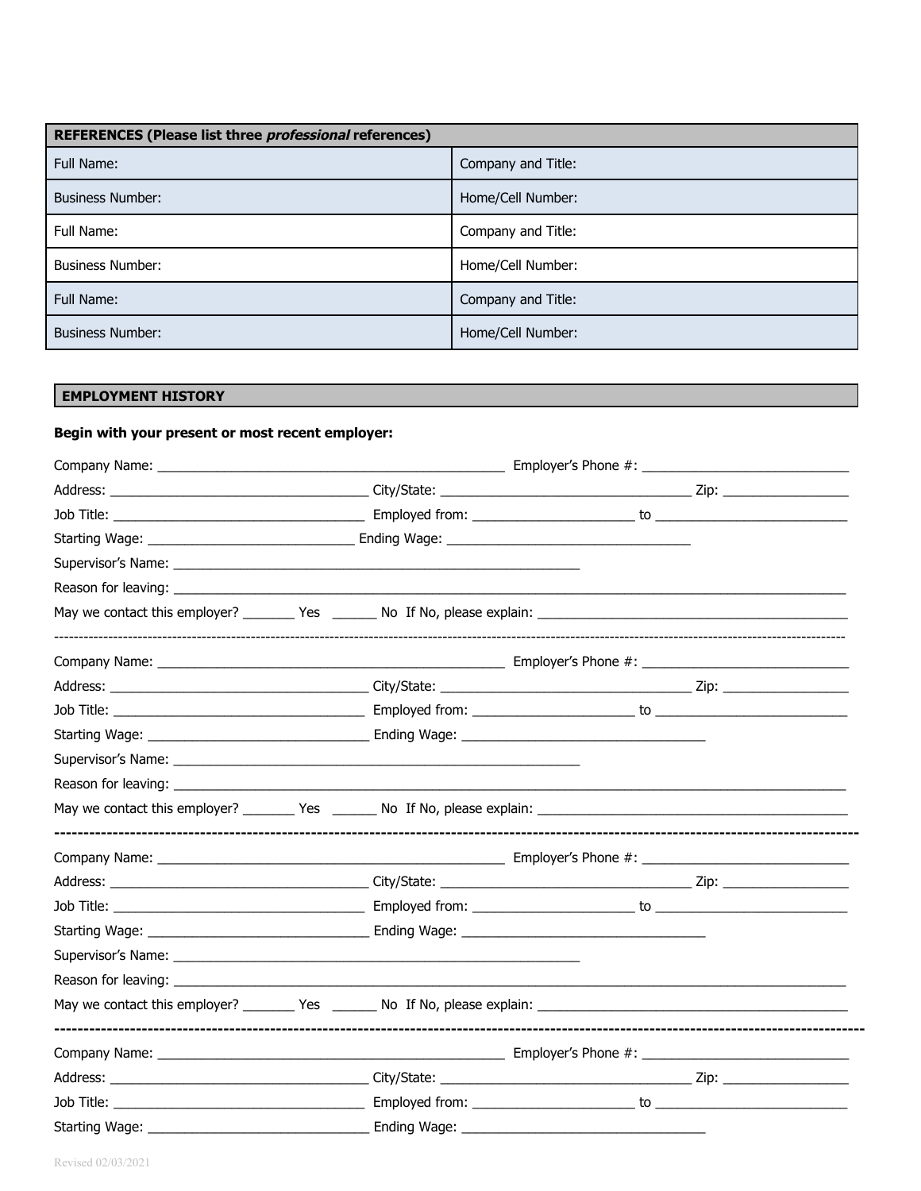| REFERENCES (Please list three *professional* references) | |
|---|---|
| Full Name: | Company and Title: |
| Business Number: | Home/Cell Number: |
| Full Name: | Company and Title: |
| Business Number: | Home/Cell Number: |
| Full Name: | Company and Title: |
| Business Number: | Home/Cell Number: |

## EMPLOYMENT HISTORY

**Begin with your present or most recent employer:**

Company Name: ______________________________ Employer's Phone #: ______________________________

Address: ______________________________ City/State: ______________________________ Zip: ______________

Job Title: ______________________________ Employed from: ____________________ to ____________________

Starting Wage: ______________________________ Ending Wage: ______________________________

Supervisor's Name: ______________________________

Reason for leaving: ______________________________

May we contact this employer? _______ Yes _______ No If No, please explain: ______________________________

---

Company Name: ______________________________ Employer's Phone #: ______________________________

Address: ______________________________ City/State: ______________________________ Zip: ______________

Job Title: ______________________________ Employed from: ____________________ to ____________________

Starting Wage: ______________________________ Ending Wage: ______________________________

Supervisor's Name: ______________________________

Reason for leaving: ______________________________

May we contact this employer? _______ Yes _______ No If No, please explain: ______________________________

---

Company Name: ______________________________ Employer's Phone #: ______________________________

Address: ______________________________ City/State: ______________________________ Zip: ______________

Job Title: ______________________________ Employed from: ____________________ to ____________________

Starting Wage: ______________________________ Ending Wage: ______________________________

Supervisor's Name: ______________________________

Reason for leaving: ______________________________

May we contact this employer? _______ Yes _______ No If No, please explain: ______________________________

---

Company Name: ______________________________ Employer's Phone #: ______________________________

Address: ______________________________ City/State: ______________________________ Zip: ______________

Job Title: ______________________________ Employed from: ____________________ to ____________________

Starting Wage: ______________________________ Ending Wage: ______________________________

Revised 02/03/2021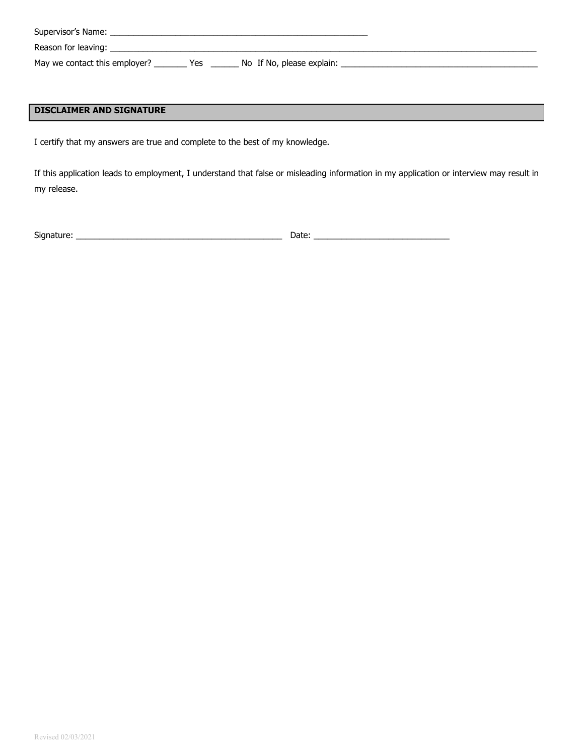Supervisor's Name: ___________________________________________________________

Reason for leaving: ____________________________________________________________________________________________________

May we contact this employer? _______ Yes ______ No If No, please explain: ____________________________________________

## DISCLAIMER AND SIGNATURE

I certify that my answers are true and complete to the best of my knowledge.

If this application leads to employment, I understand that false or misleading information in my application or interview may result in my release.

Signature: _______________________________________________ Date: ______________________________

Revised 02/03/2021